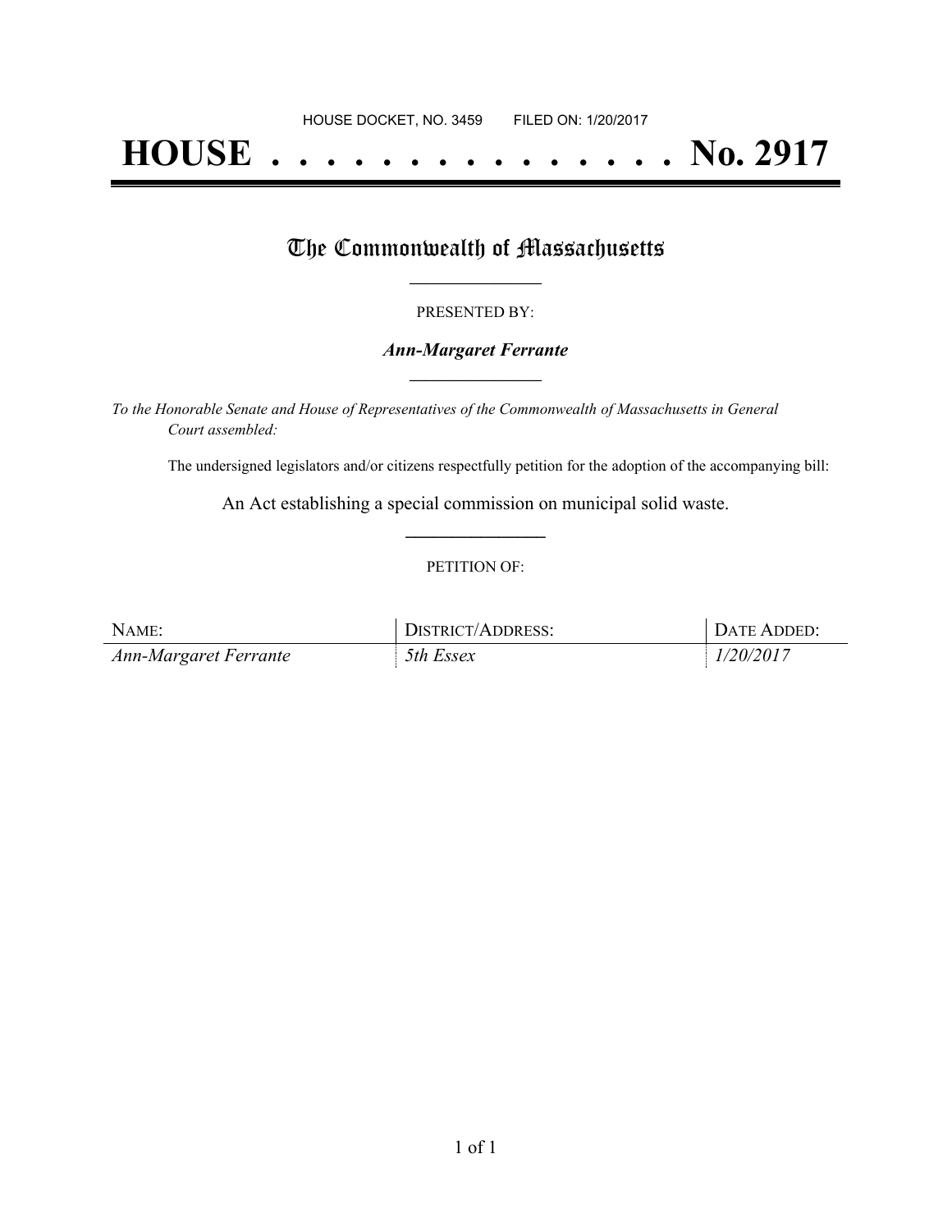HOUSE DOCKET, NO. 3459 FILED ON: 1/20/2017

# HOUSE . . . . . . . . . . . . . . . No. 2917

## The Commonwealth of Massachusetts

PRESENTED BY:

***Ann-Margaret Ferrante***

*To the Honorable Senate and House of Representatives of the Commonwealth of Massachusetts in General Court assembled:*

The undersigned legislators and/or citizens respectfully petition for the adoption of the accompanying bill:

An Act establishing a special commission on municipal solid waste.

PETITION OF:

| NAME: | DISTRICT/ADDRESS: | DATE ADDED: |
|---|---|---|
| *Ann-Margaret Ferrante* | *5th Essex* | *1/20/2017* |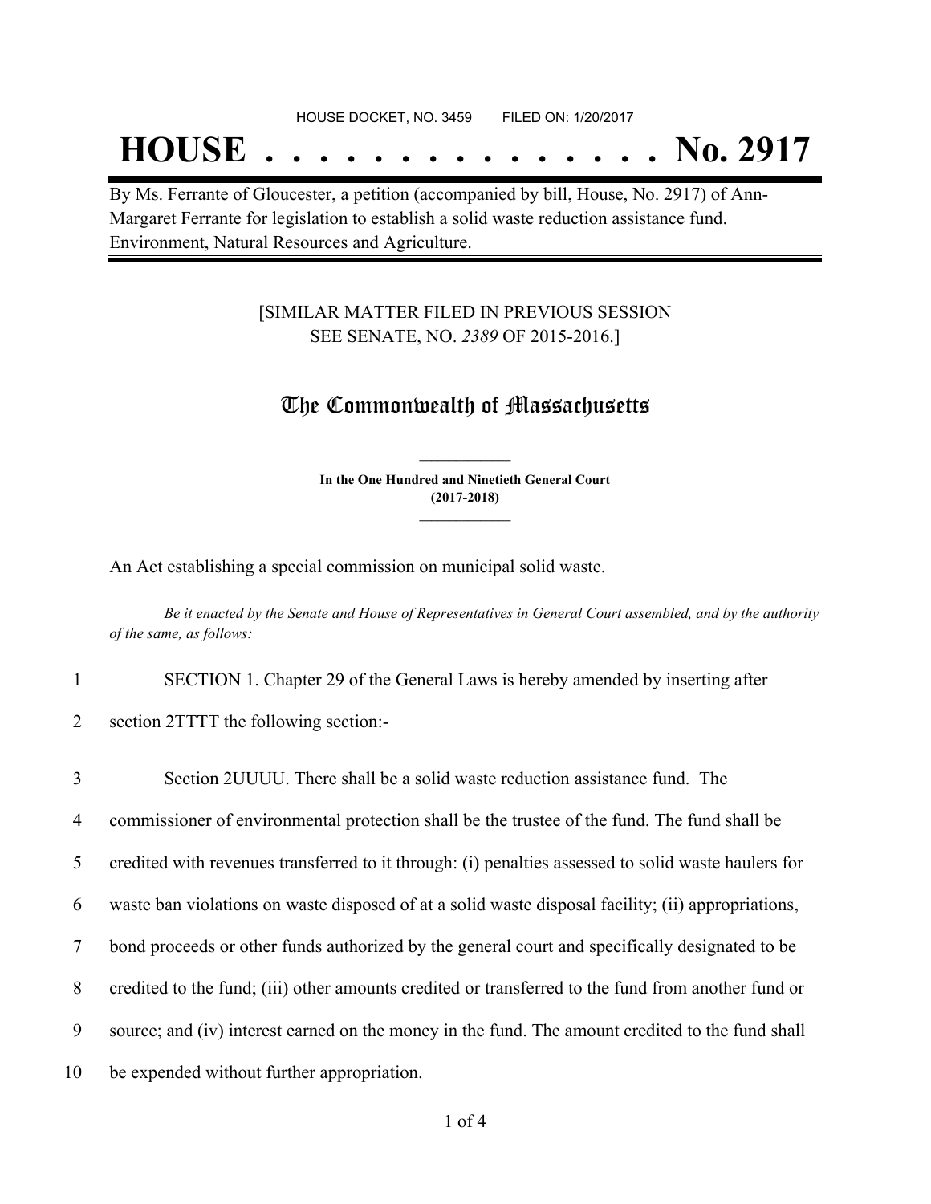HOUSE DOCKET, NO. 3459 FILED ON: 1/20/2017

# HOUSE . . . . . . . . . . . . . . . No. 2917

By Ms. Ferrante of Gloucester, a petition (accompanied by bill, House, No. 2917) of Ann-Margaret Ferrante for legislation to establish a solid waste reduction assistance fund. Environment, Natural Resources and Agriculture.

[SIMILAR MATTER FILED IN PREVIOUS SESSION SEE SENATE, NO. *2389* OF 2015-2016.]

## The Commonwealth of Massachusetts

**In the One Hundred and Ninetieth General Court (2017-2018)**

An Act establishing a special commission on municipal solid waste.

*Be it enacted by the Senate and House of Representatives in General Court assembled, and by the authority of the same, as follows:*

1 SECTION 1. Chapter 29 of the General Laws is hereby amended by inserting after
2 section 2TTTT the following section:-

3 Section 2UUUU. There shall be a solid waste reduction assistance fund. The
4 commissioner of environmental protection shall be the trustee of the fund. The fund shall be
5 credited with revenues transferred to it through: (i) penalties assessed to solid waste haulers for
6 waste ban violations on waste disposed of at a solid waste disposal facility; (ii) appropriations,
7 bond proceeds or other funds authorized by the general court and specifically designated to be
8 credited to the fund; (iii) other amounts credited or transferred to the fund from another fund or
9 source; and (iv) interest earned on the money in the fund. The amount credited to the fund shall
10 be expended without further appropriation.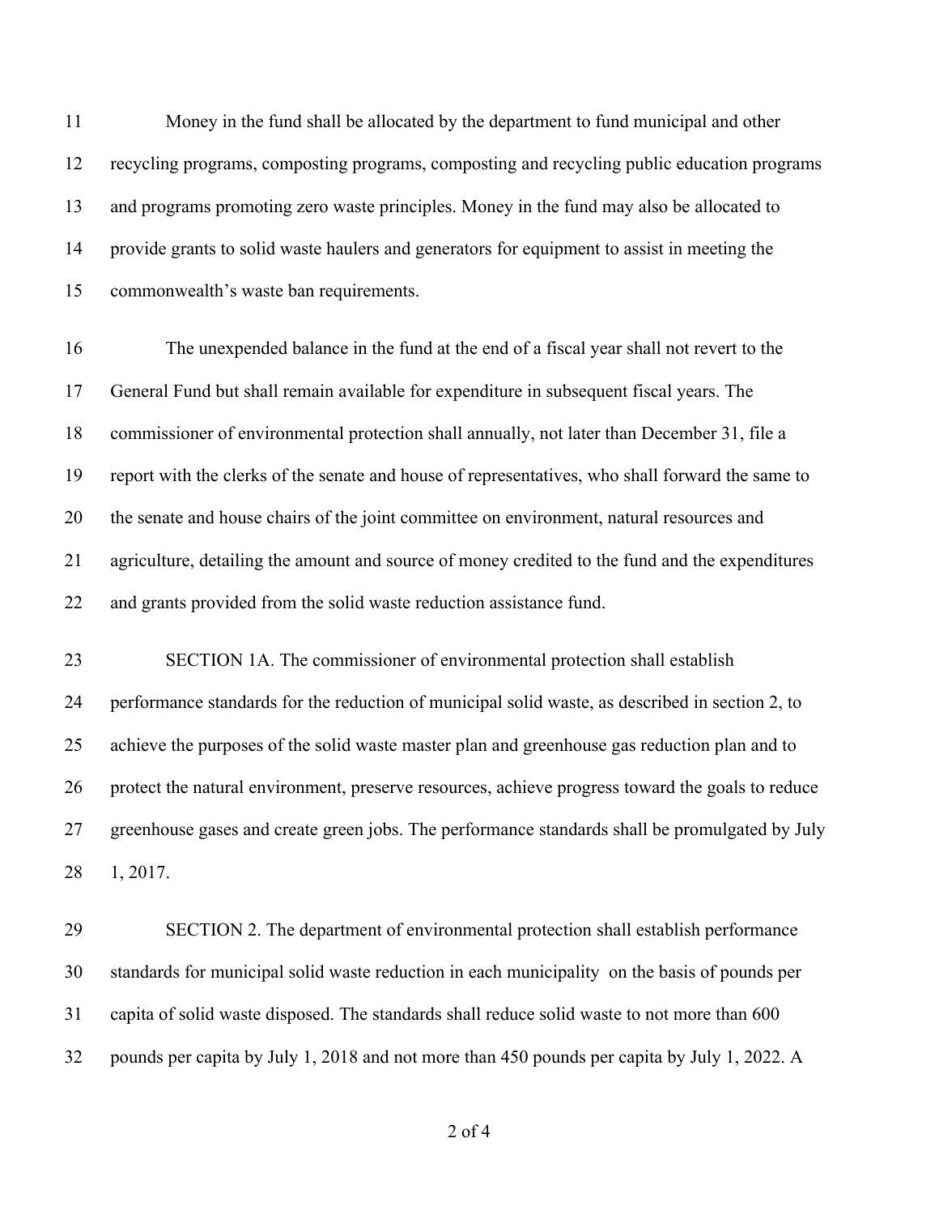Money in the fund shall be allocated by the department to fund municipal and other recycling programs, composting programs, composting and recycling public education programs and programs promoting zero waste principles. Money in the fund may also be allocated to provide grants to solid waste haulers and generators for equipment to assist in meeting the commonwealth's waste ban requirements.

The unexpended balance in the fund at the end of a fiscal year shall not revert to the General Fund but shall remain available for expenditure in subsequent fiscal years. The commissioner of environmental protection shall annually, not later than December 31, file a report with the clerks of the senate and house of representatives, who shall forward the same to the senate and house chairs of the joint committee on environment, natural resources and agriculture, detailing the amount and source of money credited to the fund and the expenditures and grants provided from the solid waste reduction assistance fund.

SECTION 1A. The commissioner of environmental protection shall establish performance standards for the reduction of municipal solid waste, as described in section 2, to achieve the purposes of the solid waste master plan and greenhouse gas reduction plan and to protect the natural environment, preserve resources, achieve progress toward the goals to reduce greenhouse gases and create green jobs. The performance standards shall be promulgated by July 1, 2017.

SECTION 2. The department of environmental protection shall establish performance standards for municipal solid waste reduction in each municipality on the basis of pounds per capita of solid waste disposed. The standards shall reduce solid waste to not more than 600 pounds per capita by July 1, 2018 and not more than 450 pounds per capita by July 1, 2022. A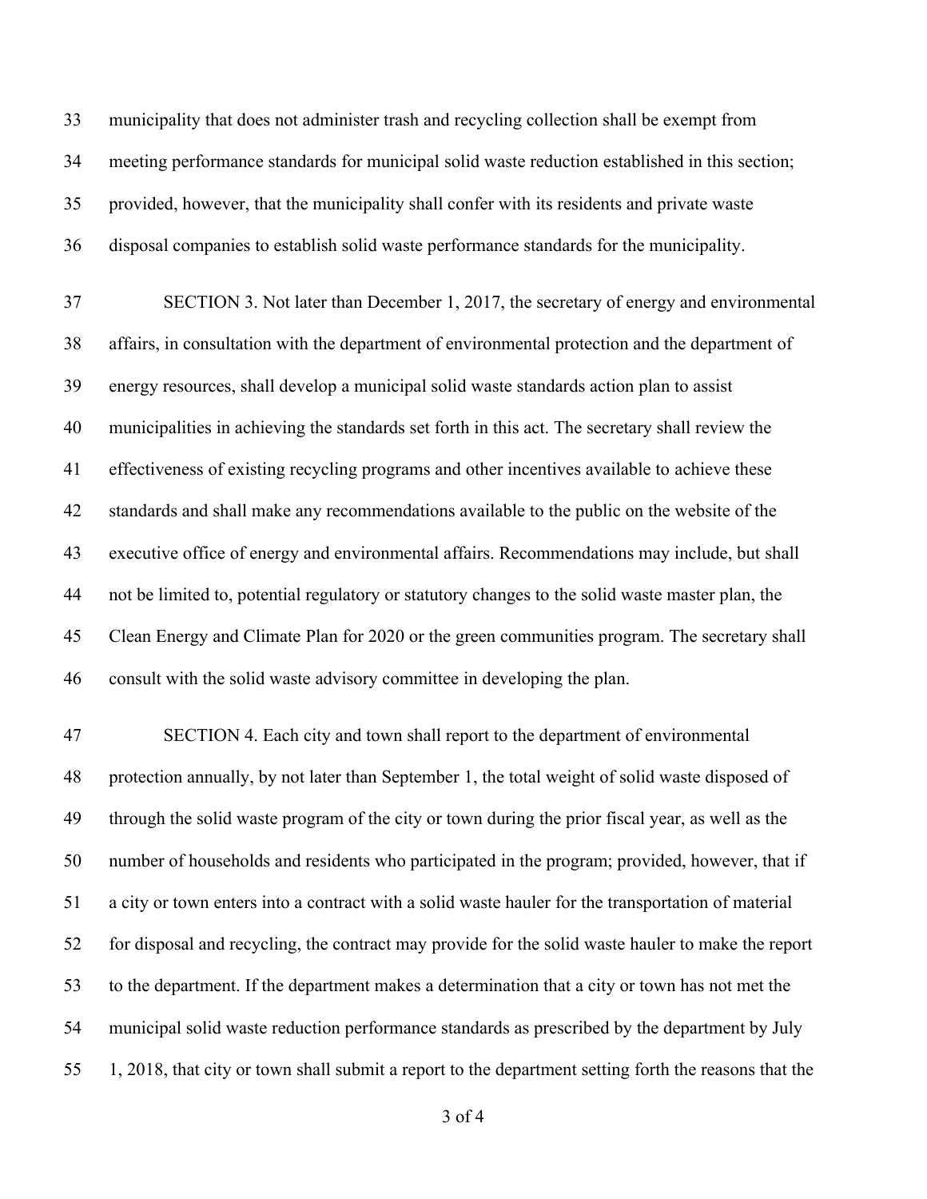municipality that does not administer trash and recycling collection shall be exempt from meeting performance standards for municipal solid waste reduction established in this section; provided, however, that the municipality shall confer with its residents and private waste disposal companies to establish solid waste performance standards for the municipality.

SECTION 3. Not later than December 1, 2017, the secretary of energy and environmental affairs, in consultation with the department of environmental protection and the department of energy resources, shall develop a municipal solid waste standards action plan to assist municipalities in achieving the standards set forth in this act. The secretary shall review the effectiveness of existing recycling programs and other incentives available to achieve these standards and shall make any recommendations available to the public on the website of the executive office of energy and environmental affairs. Recommendations may include, but shall not be limited to, potential regulatory or statutory changes to the solid waste master plan, the Clean Energy and Climate Plan for 2020 or the green communities program. The secretary shall consult with the solid waste advisory committee in developing the plan.

SECTION 4. Each city and town shall report to the department of environmental protection annually, by not later than September 1, the total weight of solid waste disposed of through the solid waste program of the city or town during the prior fiscal year, as well as the number of households and residents who participated in the program; provided, however, that if a city or town enters into a contract with a solid waste hauler for the transportation of material for disposal and recycling, the contract may provide for the solid waste hauler to make the report to the department. If the department makes a determination that a city or town has not met the municipal solid waste reduction performance standards as prescribed by the department by July 1, 2018, that city or town shall submit a report to the department setting forth the reasons that the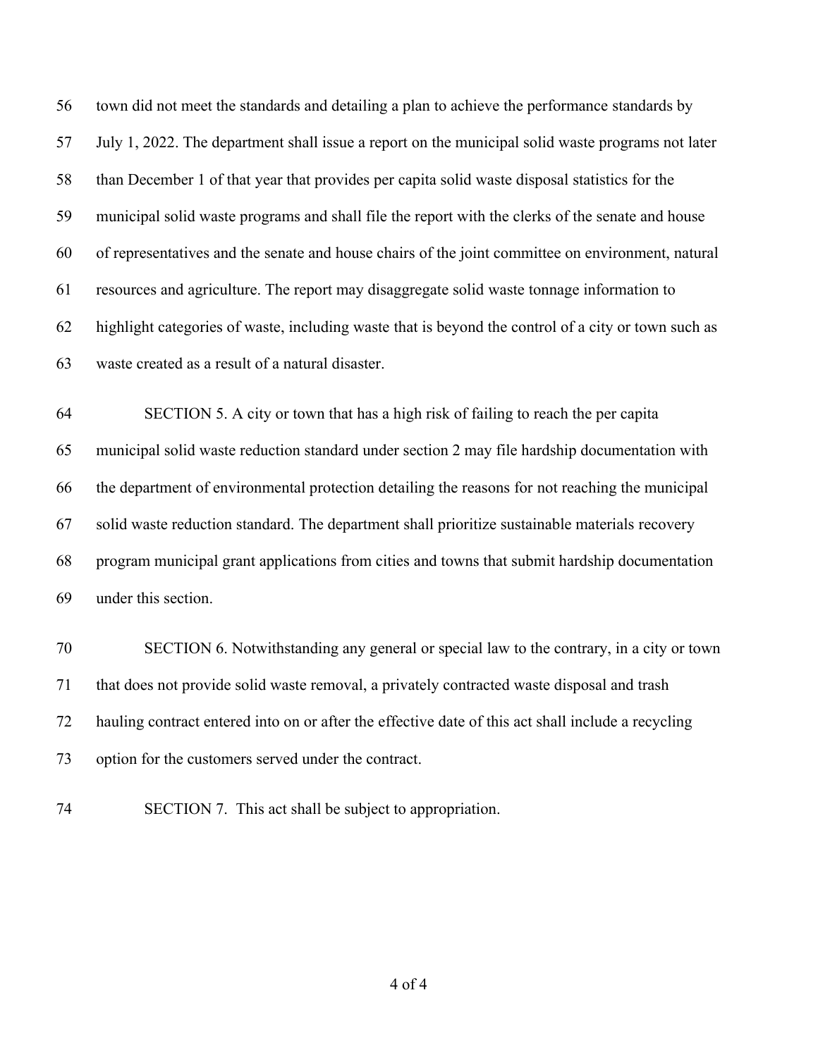town did not meet the standards and detailing a plan to achieve the performance standards by July 1, 2022. The department shall issue a report on the municipal solid waste programs not later than December 1 of that year that provides per capita solid waste disposal statistics for the municipal solid waste programs and shall file the report with the clerks of the senate and house of representatives and the senate and house chairs of the joint committee on environment, natural resources and agriculture. The report may disaggregate solid waste tonnage information to highlight categories of waste, including waste that is beyond the control of a city or town such as waste created as a result of a natural disaster.

SECTION 5. A city or town that has a high risk of failing to reach the per capita municipal solid waste reduction standard under section 2 may file hardship documentation with the department of environmental protection detailing the reasons for not reaching the municipal solid waste reduction standard. The department shall prioritize sustainable materials recovery program municipal grant applications from cities and towns that submit hardship documentation under this section.

SECTION 6. Notwithstanding any general or special law to the contrary, in a city or town that does not provide solid waste removal, a privately contracted waste disposal and trash hauling contract entered into on or after the effective date of this act shall include a recycling option for the customers served under the contract.

SECTION 7. This act shall be subject to appropriation.